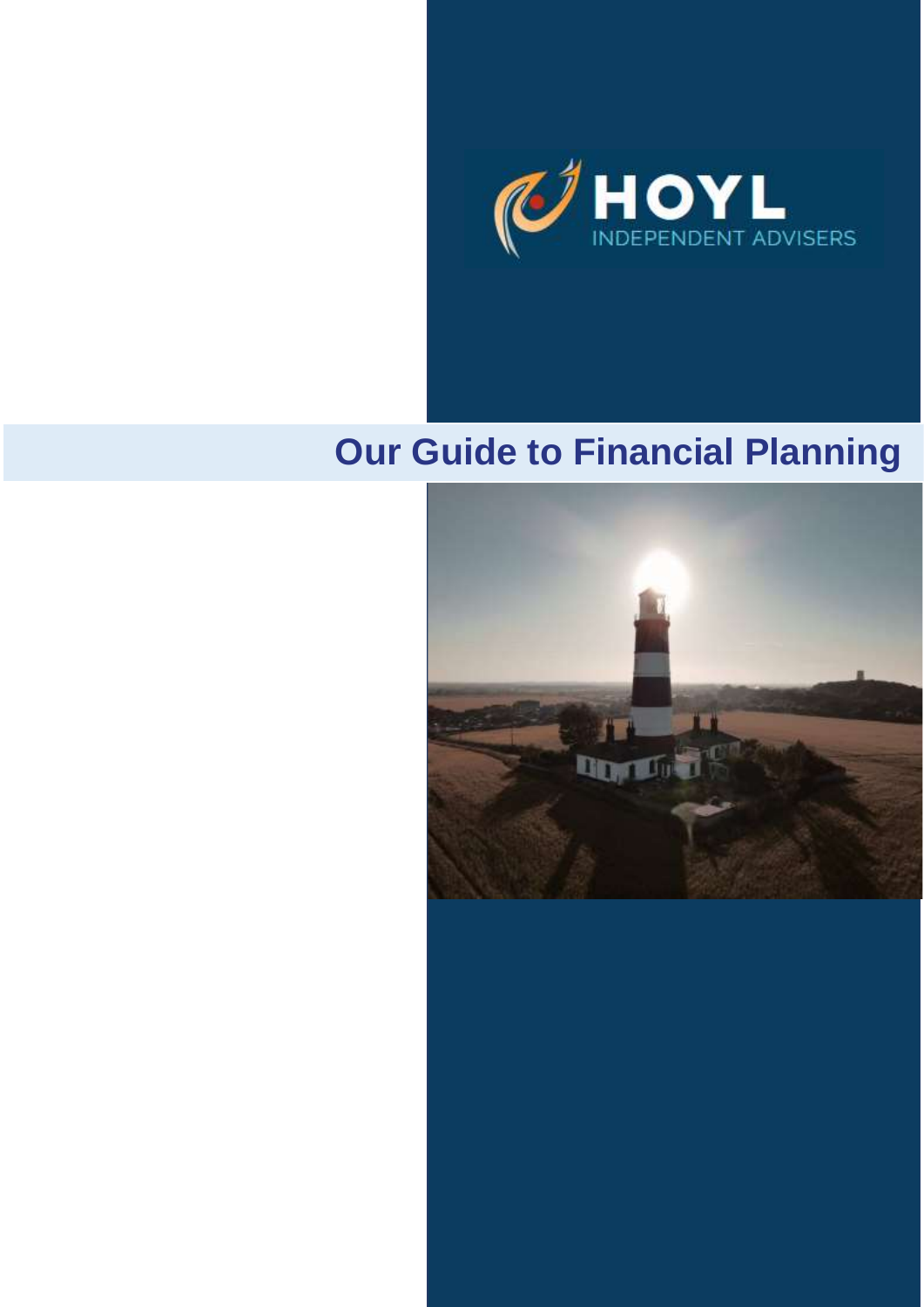HOYL

INDEPENDENT ADVISERS

# Our Guide to Financial Planning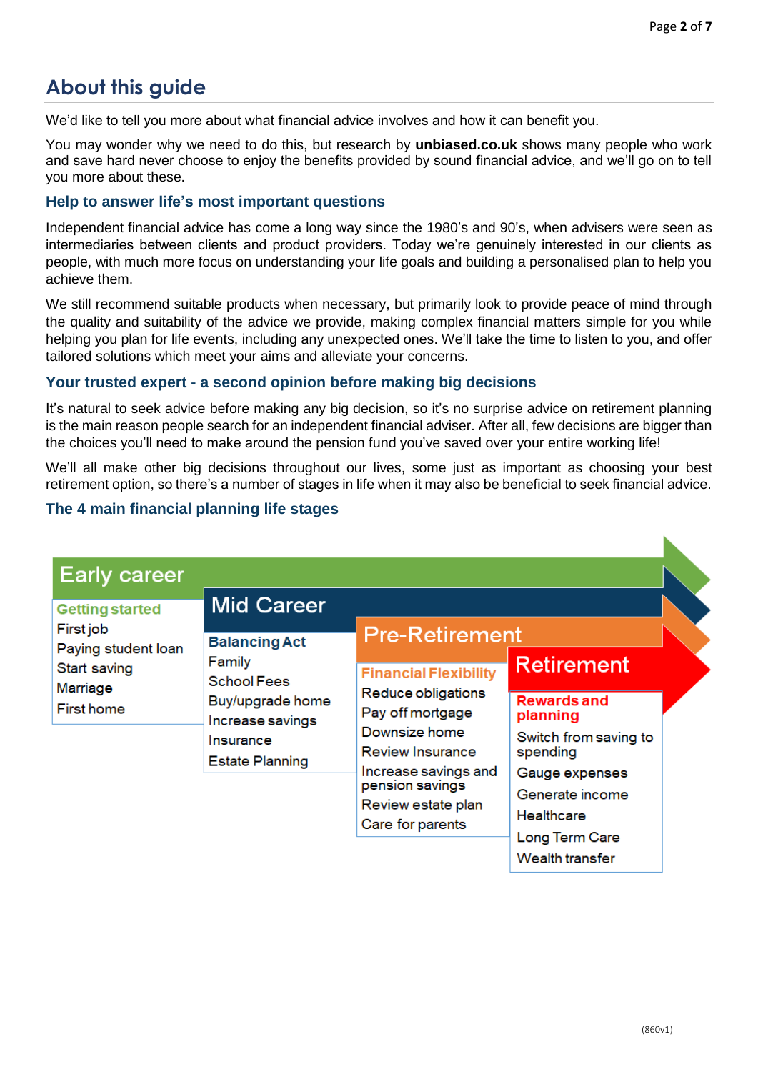## About this guide

We'd like to tell you more about what financial advice involves and how it can benefit you.

You may wonder why we need to do this, but research by **unbiased.co.uk** shows many people who work and save hard never choose to enjoy the benefits provided by sound financial advice, and we'll go on to tell you more about these.

### Help to answer life's most important questions

Independent financial advice has come a long way since the 1980's and 90's, when advisers were seen as intermediaries between clients and product providers. Today we're genuinely interested in our clients as people, with much more focus on understanding your life goals and building a personalised plan to help you achieve them.

We still recommend suitable products when necessary, but primarily look to provide peace of mind through the quality and suitability of the advice we provide, making complex financial matters simple for you while helping you plan for life events, including any unexpected ones. We'll take the time to listen to you, and offer tailored solutions which meet your aims and alleviate your concerns.

### Your trusted expert - a second opinion before making big decisions

It's natural to seek advice before making any big decision, so it's no surprise advice on retirement planning is the main reason people search for an independent financial adviser. After all, few decisions are bigger than the choices you'll need to make around the pension fund you've saved over your entire working life!

We'll all make other big decisions throughout our lives, some just as important as choosing your best retirement option, so there's a number of stages in life when it may also be beneficial to seek financial advice.

### The 4 main financial planning life stages

| Early career | Mid Career | Pre-Retirement | Retirement |
|---|---|---|---|
| **Getting started** | **Balancing Act** | **Financial Flexibility** | **Rewards and planning** |
| First job | Family | Reduce obligations | Switch from saving to spending |
| Paying student loan | School Fees | Pay off mortgage | Gauge expenses |
| Start saving | Buy/upgrade home | Downsize home | Generate income |
| Marriage | Increase savings | Review Insurance | Healthcare |
| First home | Insurance | Increase savings and pension savings | Long Term Care |
| | Estate Planning | Review estate plan | Wealth transfer |
| | | Care for parents | |

(860v1)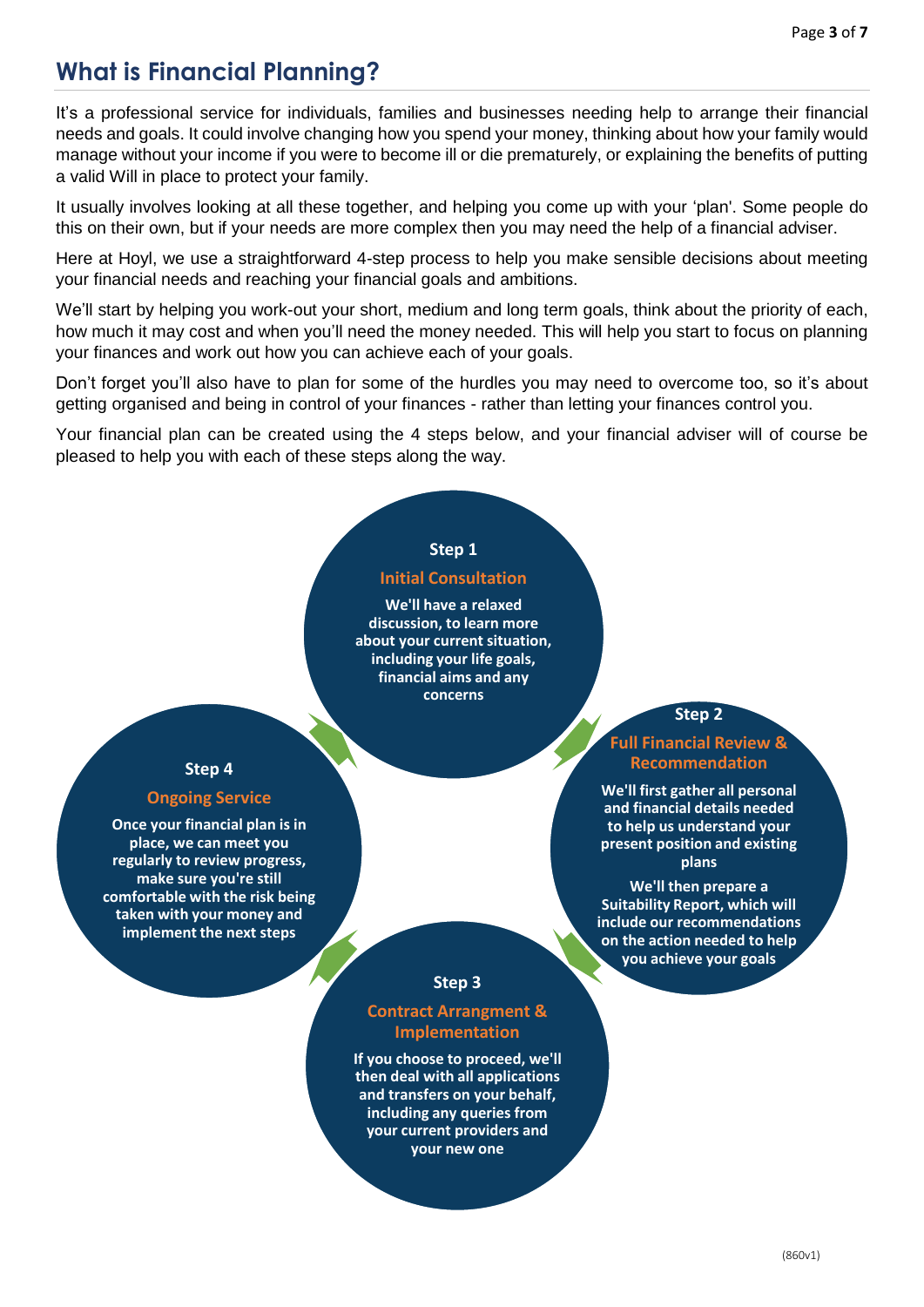# What is Financial Planning?

It's a professional service for individuals, families and businesses needing help to arrange their financial needs and goals. It could involve changing how you spend your money, thinking about how your family would manage without your income if you were to become ill or die prematurely, or explaining the benefits of putting a valid Will in place to protect your family.

It usually involves looking at all these together, and helping you come up with your 'plan'. Some people do this on their own, but if your needs are more complex then you may need the help of a financial adviser.

Here at Hoyl, we use a straightforward 4-step process to help you make sensible decisions about meeting your financial needs and reaching your financial goals and ambitions.

We'll start by helping you work-out your short, medium and long term goals, think about the priority of each, how much it may cost and when you'll need the money needed. This will help you start to focus on planning your finances and work out how you can achieve each of your goals.

Don't forget you'll also have to plan for some of the hurdles you may need to overcome too, so it's about getting organised and being in control of your finances - rather than letting your finances control you.

Your financial plan can be created using the 4 steps below, and your financial adviser will of course be pleased to help you with each of these steps along the way.

**Step 1**

**Initial Consultation**

**We'll have a relaxed discussion, to learn more about your current situation, including your life goals, financial aims and any concerns**

**Step 2**

**Full Financial Review & Recommendation**

**We'll first gather all personal and financial details needed to help us understand your present position and existing plans**

**We'll then prepare a Suitability Report, which will include our recommendations on the action needed to help you achieve your goals**

**Step 3**

**Contract Arrangment & Implementation**

**If you choose to proceed, we'll then deal with all applications and transfers on your behalf, including any queries from your current providers and your new one**

**Step 4**

**Ongoing Service**

**Once your financial plan is in place, we can meet you regularly to review progress, make sure you're still comfortable with the risk being taken with your money and implement the next steps**

(860v1)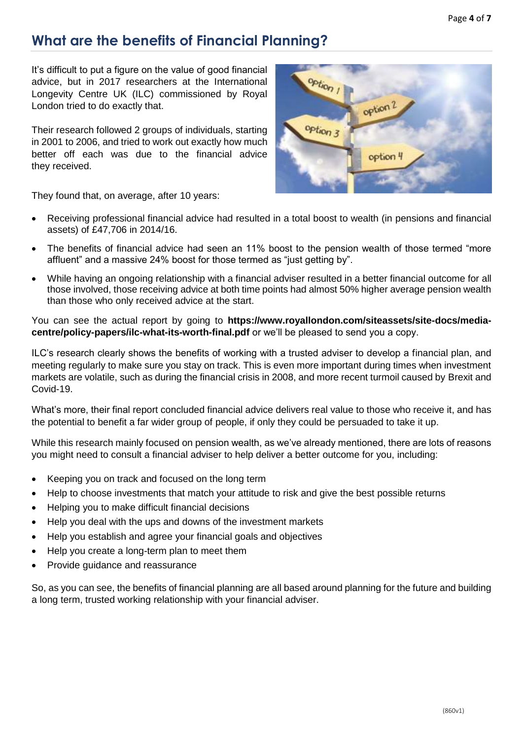## What are the benefits of Financial Planning?

It's difficult to put a figure on the value of good financial advice, but in 2017 researchers at the International Longevity Centre UK (ILC) commissioned by Royal London tried to do exactly that.

Their research followed 2 groups of individuals, starting in 2001 to 2006, and tried to work out exactly how much better off each was due to the financial advice they received.

They found that, on average, after 10 years:

- Receiving professional financial advice had resulted in a total boost to wealth (in pensions and financial assets) of £47,706 in 2014/16.
- The benefits of financial advice had seen an 11% boost to the pension wealth of those termed "more affluent" and a massive 24% boost for those termed as "just getting by".
- While having an ongoing relationship with a financial adviser resulted in a better financial outcome for all those involved, those receiving advice at both time points had almost 50% higher average pension wealth than those who only received advice at the start.

You can see the actual report by going to **https://www.royallondon.com/siteassets/site-docs/media-centre/policy-papers/ilc-what-its-worth-final.pdf** or we'll be pleased to send you a copy.

ILC's research clearly shows the benefits of working with a trusted adviser to develop a financial plan, and meeting regularly to make sure you stay on track. This is even more important during times when investment markets are volatile, such as during the financial crisis in 2008, and more recent turmoil caused by Brexit and Covid-19.

What's more, their final report concluded financial advice delivers real value to those who receive it, and has the potential to benefit a far wider group of people, if only they could be persuaded to take it up.

While this research mainly focused on pension wealth, as we've already mentioned, there are lots of reasons you might need to consult a financial adviser to help deliver a better outcome for you, including:

- Keeping you on track and focused on the long term
- Help to choose investments that match your attitude to risk and give the best possible returns
- Helping you to make difficult financial decisions
- Help you deal with the ups and downs of the investment markets
- Help you establish and agree your financial goals and objectives
- Help you create a long-term plan to meet them
- Provide guidance and reassurance

So, as you can see, the benefits of financial planning are all based around planning for the future and building a long term, trusted working relationship with your financial adviser.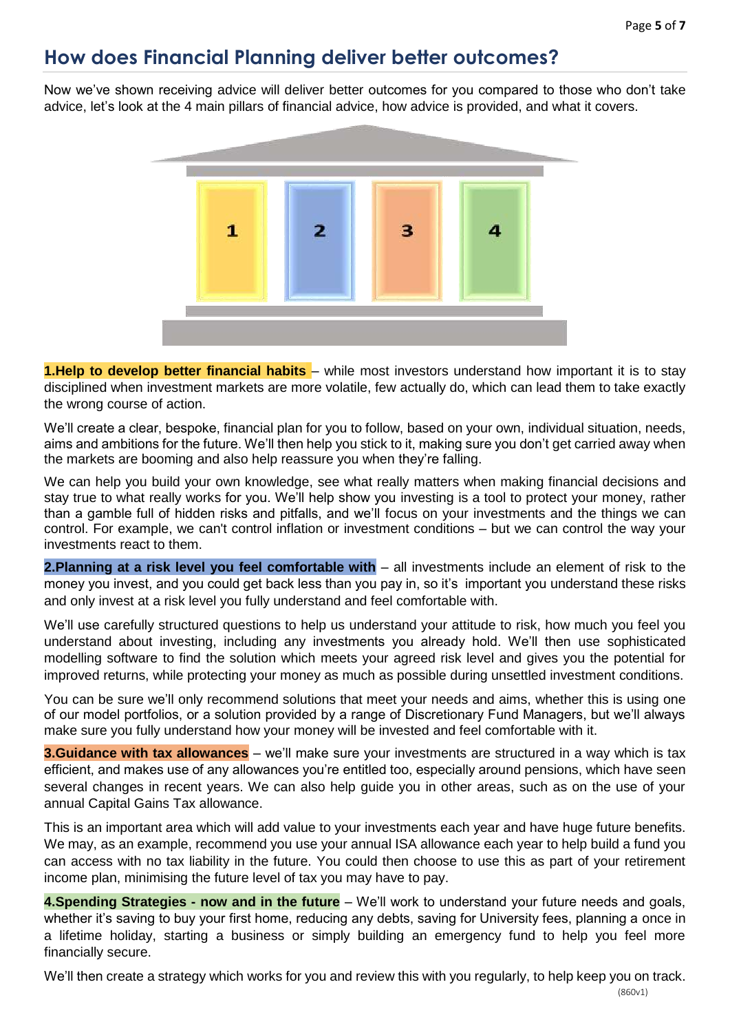## How does Financial Planning deliver better outcomes?

Now we've shown receiving advice will deliver better outcomes for you compared to those who don't take advice, let's look at the 4 main pillars of financial advice, how advice is provided, and what it covers.

**1.Help to develop better financial habits** – while most investors understand how important it is to stay disciplined when investment markets are more volatile, few actually do, which can lead them to take exactly the wrong course of action.

We'll create a clear, bespoke, financial plan for you to follow, based on your own, individual situation, needs, aims and ambitions for the future. We'll then help you stick to it, making sure you don't get carried away when the markets are booming and also help reassure you when they're falling.

We can help you build your own knowledge, see what really matters when making financial decisions and stay true to what really works for you. We'll help show you investing is a tool to protect your money, rather than a gamble full of hidden risks and pitfalls, and we'll focus on your investments and the things we can control. For example, we can't control inflation or investment conditions – but we can control the way your investments react to them.

**2.Planning at a risk level you feel comfortable with** – all investments include an element of risk to the money you invest, and you could get back less than you pay in, so it's important you understand these risks and only invest at a risk level you fully understand and feel comfortable with.

We'll use carefully structured questions to help us understand your attitude to risk, how much you feel you understand about investing, including any investments you already hold. We'll then use sophisticated modelling software to find the solution which meets your agreed risk level and gives you the potential for improved returns, while protecting your money as much as possible during unsettled investment conditions.

You can be sure we'll only recommend solutions that meet your needs and aims, whether this is using one of our model portfolios, or a solution provided by a range of Discretionary Fund Managers, but we'll always make sure you fully understand how your money will be invested and feel comfortable with it.

**3.Guidance with tax allowances** – we'll make sure your investments are structured in a way which is tax efficient, and makes use of any allowances you're entitled too, especially around pensions, which have seen several changes in recent years. We can also help guide you in other areas, such as on the use of your annual Capital Gains Tax allowance.

This is an important area which will add value to your investments each year and have huge future benefits. We may, as an example, recommend you use your annual ISA allowance each year to help build a fund you can access with no tax liability in the future. You could then choose to use this as part of your retirement income plan, minimising the future level of tax you may have to pay.

**4.Spending Strategies - now and in the future** – We'll work to understand your future needs and goals, whether it's saving to buy your first home, reducing any debts, saving for University fees, planning a once in a lifetime holiday, starting a business or simply building an emergency fund to help you feel more financially secure.

We'll then create a strategy which works for you and review this with you regularly, to help keep you on track.

(860v1)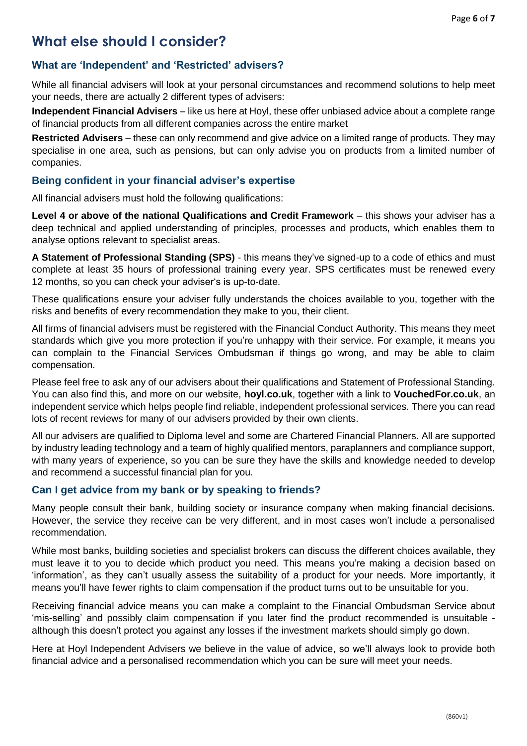# What else should I consider?

## What are 'Independent' and 'Restricted' advisers?

While all financial advisers will look at your personal circumstances and recommend solutions to help meet your needs, there are actually 2 different types of advisers:

**Independent Financial Advisers** – like us here at Hoyl, these offer unbiased advice about a complete range of financial products from all different companies across the entire market

**Restricted Advisers** – these can only recommend and give advice on a limited range of products. They may specialise in one area, such as pensions, but can only advise you on products from a limited number of companies.

## Being confident in your financial adviser's expertise

All financial advisers must hold the following qualifications:

**Level 4 or above of the national Qualifications and Credit Framework** – this shows your adviser has a deep technical and applied understanding of principles, processes and products, which enables them to analyse options relevant to specialist areas.

**A Statement of Professional Standing (SPS)** - this means they've signed-up to a code of ethics and must complete at least 35 hours of professional training every year. SPS certificates must be renewed every 12 months, so you can check your adviser's is up-to-date.

These qualifications ensure your adviser fully understands the choices available to you, together with the risks and benefits of every recommendation they make to you, their client.

All firms of financial advisers must be registered with the Financial Conduct Authority. This means they meet standards which give you more protection if you're unhappy with their service. For example, it means you can complain to the Financial Services Ombudsman if things go wrong, and may be able to claim compensation.

Please feel free to ask any of our advisers about their qualifications and Statement of Professional Standing. You can also find this, and more on our website, **hoyl.co.uk**, together with a link to **VouchedFor.co.uk**, an independent service which helps people find reliable, independent professional services. There you can read lots of recent reviews for many of our advisers provided by their own clients.

All our advisers are qualified to Diploma level and some are Chartered Financial Planners. All are supported by industry leading technology and a team of highly qualified mentors, paraplanners and compliance support, with many years of experience, so you can be sure they have the skills and knowledge needed to develop and recommend a successful financial plan for you.

## Can I get advice from my bank or by speaking to friends?

Many people consult their bank, building society or insurance company when making financial decisions. However, the service they receive can be very different, and in most cases won't include a personalised recommendation.

While most banks, building societies and specialist brokers can discuss the different choices available, they must leave it to you to decide which product you need. This means you're making a decision based on 'information', as they can't usually assess the suitability of a product for your needs. More importantly, it means you'll have fewer rights to claim compensation if the product turns out to be unsuitable for you.

Receiving financial advice means you can make a complaint to the Financial Ombudsman Service about 'mis-selling' and possibly claim compensation if you later find the product recommended is unsuitable - although this doesn't protect you against any losses if the investment markets should simply go down.

Here at Hoyl Independent Advisers we believe in the value of advice, so we'll always look to provide both financial advice and a personalised recommendation which you can be sure will meet your needs.

(860v1)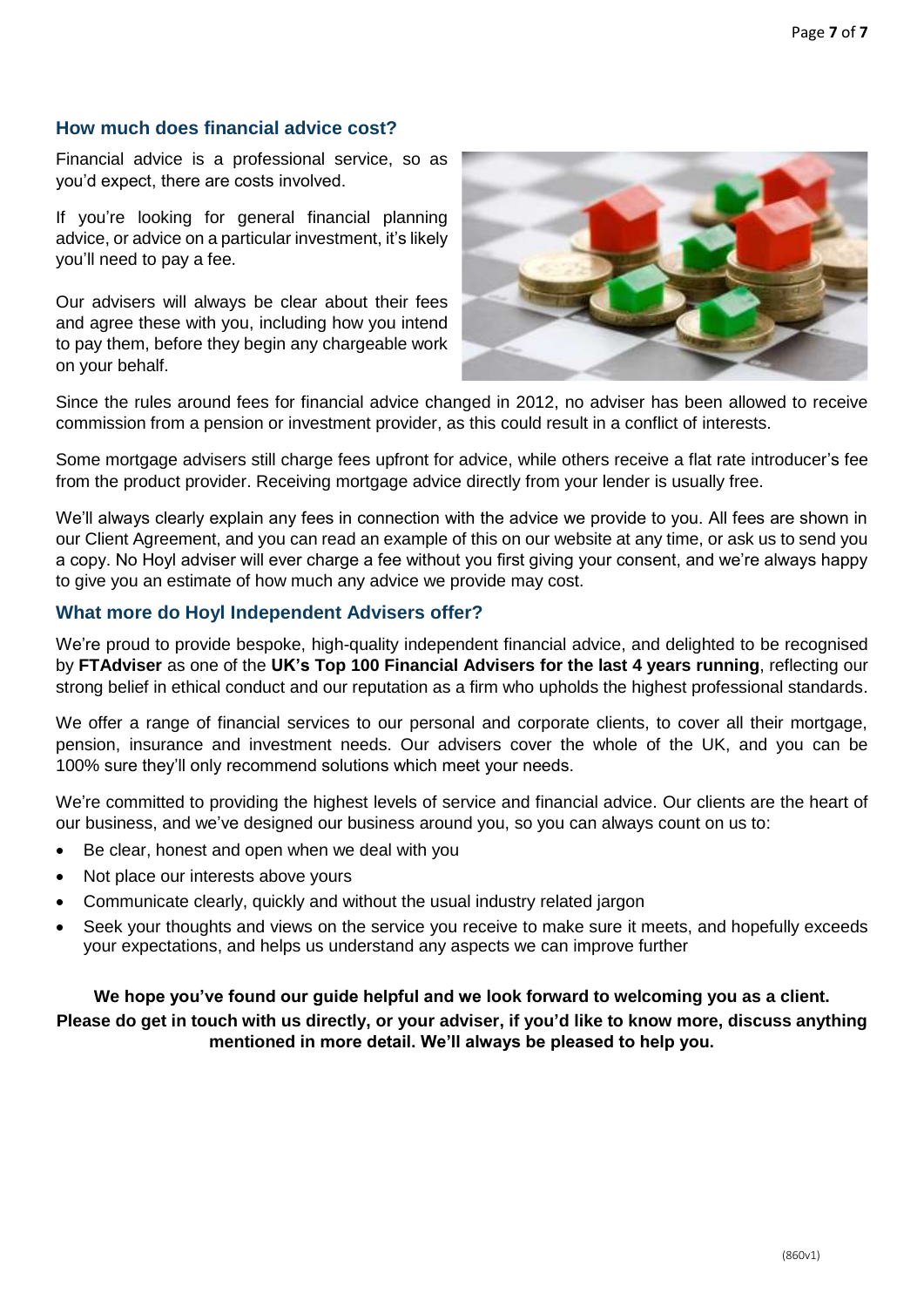## How much does financial advice cost?

Financial advice is a professional service, so as you'd expect, there are costs involved.

If you're looking for general financial planning advice, or advice on a particular investment, it's likely you'll need to pay a fee.

Our advisers will always be clear about their fees and agree these with you, including how you intend to pay them, before they begin any chargeable work on your behalf.

Since the rules around fees for financial advice changed in 2012, no adviser has been allowed to receive commission from a pension or investment provider, as this could result in a conflict of interests.

Some mortgage advisers still charge fees upfront for advice, while others receive a flat rate introducer's fee from the product provider. Receiving mortgage advice directly from your lender is usually free.

We'll always clearly explain any fees in connection with the advice we provide to you. All fees are shown in our Client Agreement, and you can read an example of this on our website at any time, or ask us to send you a copy. No Hoyl adviser will ever charge a fee without you first giving your consent, and we're always happy to give you an estimate of how much any advice we provide may cost.

## What more do Hoyl Independent Advisers offer?

We're proud to provide bespoke, high-quality independent financial advice, and delighted to be recognised by **FTAdviser** as one of the **UK's Top 100 Financial Advisers for the last 4 years running**, reflecting our strong belief in ethical conduct and our reputation as a firm who upholds the highest professional standards.

We offer a range of financial services to our personal and corporate clients, to cover all their mortgage, pension, insurance and investment needs. Our advisers cover the whole of the UK, and you can be 100% sure they'll only recommend solutions which meet your needs.

We're committed to providing the highest levels of service and financial advice. Our clients are the heart of our business, and we've designed our business around you, so you can always count on us to:

- Be clear, honest and open when we deal with you
- Not place our interests above yours
- Communicate clearly, quickly and without the usual industry related jargon
- Seek your thoughts and views on the service you receive to make sure it meets, and hopefully exceeds your expectations, and helps us understand any aspects we can improve further

**We hope you've found our guide helpful and we look forward to welcoming you as a client. Please do get in touch with us directly, or your adviser, if you'd like to know more, discuss anything mentioned in more detail. We'll always be pleased to help you.**

(860v1)